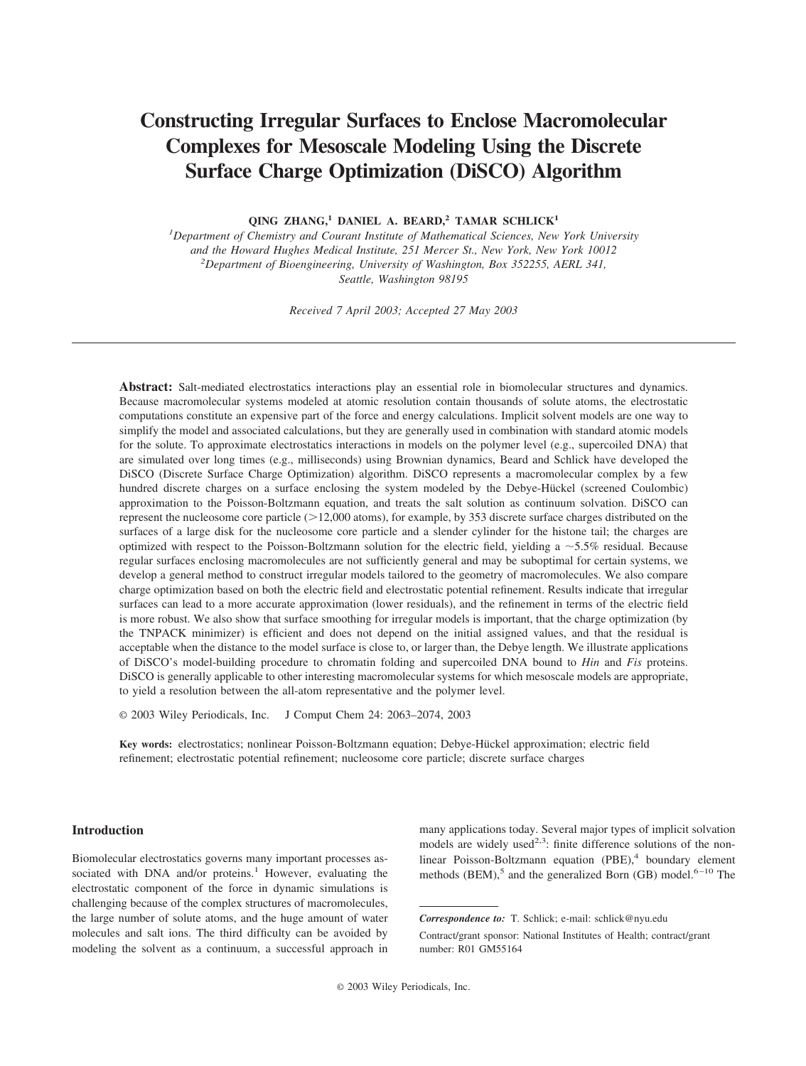# Constructing Irregular Surfaces to Enclose Macromolecular Complexes for Mesoscale Modeling Using the Discrete Surface Charge Optimization (DiSCO) Algorithm

**QING ZHANG,[1] DANIEL A. BEARD,[2] TAMAR SCHLICK[1]**

[1]*Department of Chemistry and Courant Institute of Mathematical Sciences, New York University and the Howard Hughes Medical Institute, 251 Mercer St., New York, New York 10012*
[2]*Department of Bioengineering, University of Washington, Box 352255, AERL 341, Seattle, Washington 98195*

*Received 7 April 2003; Accepted 27 May 2003*

---

**Abstract:** Salt-mediated electrostatics interactions play an essential role in biomolecular structures and dynamics. Because macromolecular systems modeled at atomic resolution contain thousands of solute atoms, the electrostatic computations constitute an expensive part of the force and energy calculations. Implicit solvent models are one way to simplify the model and associated calculations, but they are generally used in combination with standard atomic models for the solute. To approximate electrostatics interactions in models on the polymer level (e.g., supercoiled DNA) that are simulated over long times (e.g., milliseconds) using Brownian dynamics, Beard and Schlick have developed the DiSCO (Discrete Surface Charge Optimization) algorithm. DiSCO represents a macromolecular complex by a few hundred discrete charges on a surface enclosing the system modeled by the Debye-Hückel (screened Coulombic) approximation to the Poisson-Boltzmann equation, and treats the salt solution as continuum solvation. DiSCO can represent the nucleosome core particle (>12,000 atoms), for example, by 353 discrete surface charges distributed on the surfaces of a large disk for the nucleosome core particle and a slender cylinder for the histone tail; the charges are optimized with respect to the Poisson-Boltzmann solution for the electric field, yielding a ~5.5% residual. Because regular surfaces enclosing macromolecules are not sufficiently general and may be suboptimal for certain systems, we develop a general method to construct irregular models tailored to the geometry of macromolecules. We also compare charge optimization based on both the electric field and electrostatic potential refinement. Results indicate that irregular surfaces can lead to a more accurate approximation (lower residuals), and the refinement in terms of the electric field is more robust. We also show that surface smoothing for irregular models is important, that the charge optimization (by the TNPACK minimizer) is efficient and does not depend on the initial assigned values, and that the residual is acceptable when the distance to the model surface is close to, or larger than, the Debye length. We illustrate applications of DiSCO's model-building procedure to chromatin folding and supercoiled DNA bound to *Hin* and *Fis* proteins. DiSCO is generally applicable to other interesting macromolecular systems for which mesoscale models are appropriate, to yield a resolution between the all-atom representative and the polymer level.

© 2003 Wiley Periodicals, Inc. J Comput Chem 24: 2063–2074, 2003

**Key words:** electrostatics; nonlinear Poisson-Boltzmann equation; Debye-Hückel approximation; electric field refinement; electrostatic potential refinement; nucleosome core particle; discrete surface charges

## Introduction

Biomolecular electrostatics governs many important processes associated with DNA and/or proteins.[1] However, evaluating the electrostatic component of the force in dynamic simulations is challenging because of the complex structures of macromolecules, the large number of solute atoms, and the huge amount of water molecules and salt ions. The third difficulty can be avoided by modeling the solvent as a continuum, a successful approach in many applications today. Several major types of implicit solvation models are widely used[2,3]: finite difference solutions of the nonlinear Poisson-Boltzmann equation (PBE),[4] boundary element methods (BEM),[5] and the generalized Born (GB) model.[6–10] The

---

*Correspondence to:* T. Schlick; e-mail: schlick@nyu.edu

Contract/grant sponsor: National Institutes of Health; contract/grant number: R01 GM55164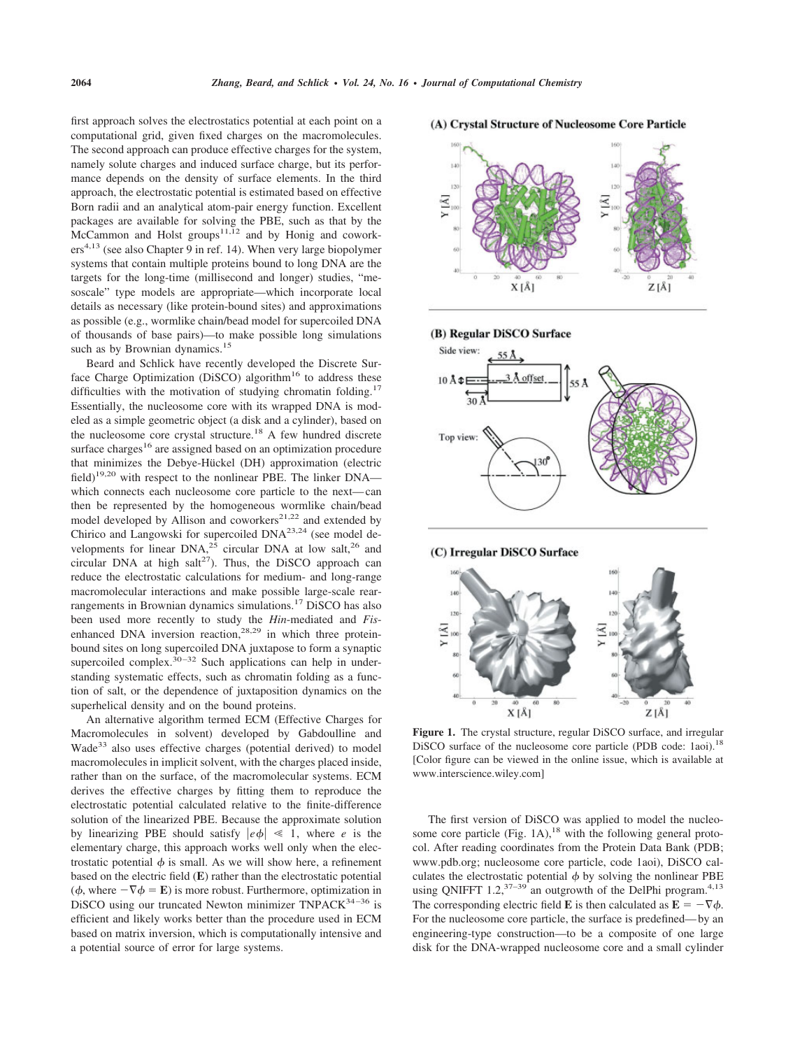first approach solves the electrostatics potential at each point on a computational grid, given fixed charges on the macromolecules. The second approach can produce effective charges for the system, namely solute charges and induced surface charge, but its performance depends on the density of surface elements. In the third approach, the electrostatic potential is estimated based on effective Born radii and an analytical atom-pair energy function. Excellent packages are available for solving the PBE, such as that by the McCammon and Holst groups[11,12] and by Honig and coworkers[4,13] (see also Chapter 9 in ref. 14). When very large biopolymer systems that contain multiple proteins bound to long DNA are the targets for the long-time (millisecond and longer) studies, "mesoscale" type models are appropriate—which incorporate local details as necessary (like protein-bound sites) and approximations as possible (e.g., wormlike chain/bead model for supercoiled DNA of thousands of base pairs)—to make possible long simulations such as by Brownian dynamics.[15]

Beard and Schlick have recently developed the Discrete Surface Charge Optimization (DiSCO) algorithm[16] to address these difficulties with the motivation of studying chromatin folding.[17] Essentially, the nucleosome core with its wrapped DNA is modeled as a simple geometric object (a disk and a cylinder), based on the nucleosome core crystal structure.[18] A few hundred discrete surface charges[16] are assigned based on an optimization procedure that minimizes the Debye-Hückel (DH) approximation (electric field)[19,20] with respect to the nonlinear PBE. The linker DNA—which connects each nucleosome core particle to the next—can then be represented by the homogeneous wormlike chain/bead model developed by Allison and coworkers[21,22] and extended by Chirico and Langowski for supercoiled DNA[23,24] (see model developments for linear DNA,[25] circular DNA at low salt,[26] and circular DNA at high salt[27]). Thus, the DiSCO approach can reduce the electrostatic calculations for medium- and long-range macromolecular interactions and make possible large-scale rearrangements in Brownian dynamics simulations.[17] DiSCO has also been used more recently to study the *Hin*-mediated and *Fis*-enhanced DNA inversion reaction,[28,29] in which three protein-bound sites on long supercoiled DNA juxtapose to form a synaptic supercoiled complex.[30–32] Such applications can help in understanding systematic effects, such as chromatin folding as a function of salt, or the dependence of juxtaposition dynamics on the superhelical density and on the bound proteins.

An alternative algorithm termed ECM (Effective Charges for Macromolecules in solvent) developed by Gabdoulline and Wade[33] also uses effective charges (potential derived) to model macromolecules in implicit solvent, with the charges placed inside, rather than on the surface, of the macromolecular systems. ECM derives the effective charges by fitting them to reproduce the electrostatic potential calculated relative to the finite-difference solution of the linearized PBE. Because the approximate solution by linearizing PBE should satisfy $|e\phi| \ll 1$, where $e$ is the elementary charge, this approach works well only when the electrostatic potential $\phi$ is small. As we will show here, a refinement based on the electric field ($\mathbf{E}$) rather than the electrostatic potential ($\phi$, where $-\nabla\phi = \mathbf{E}$) is more robust. Furthermore, optimization in DiSCO using our truncated Newton minimizer TNPACK[34–36] is efficient and likely works better than the procedure used in ECM based on matrix inversion, which is computationally intensive and a potential source of error for large systems.

**(A) Crystal Structure of Nucleosome Core Particle**

**(B) Regular DiSCO Surface**

**(C) Irregular DiSCO Surface**

**Figure 1.** The crystal structure, regular DiSCO surface, and irregular DiSCO surface of the nucleosome core particle (PDB code: 1aoi).[18] [Color figure can be viewed in the online issue, which is available at www.interscience.wiley.com]

The first version of DiSCO was applied to model the nucleosome core particle (Fig. 1A),[18] with the following general protocol. After reading coordinates from the Protein Data Bank (PDB; www.pdb.org; nucleosome core particle, code 1aoi), DiSCO calculates the electrostatic potential $\phi$ by solving the nonlinear PBE using QNIFFT 1.2,[37–39] an outgrowth of the DelPhi program.[4,13] The corresponding electric field $\mathbf{E}$ is then calculated as $\mathbf{E} = -\nabla\phi$. For the nucleosome core particle, the surface is predefined—by an engineering-type construction—to be a composite of one large disk for the DNA-wrapped nucleosome core and a small cylinder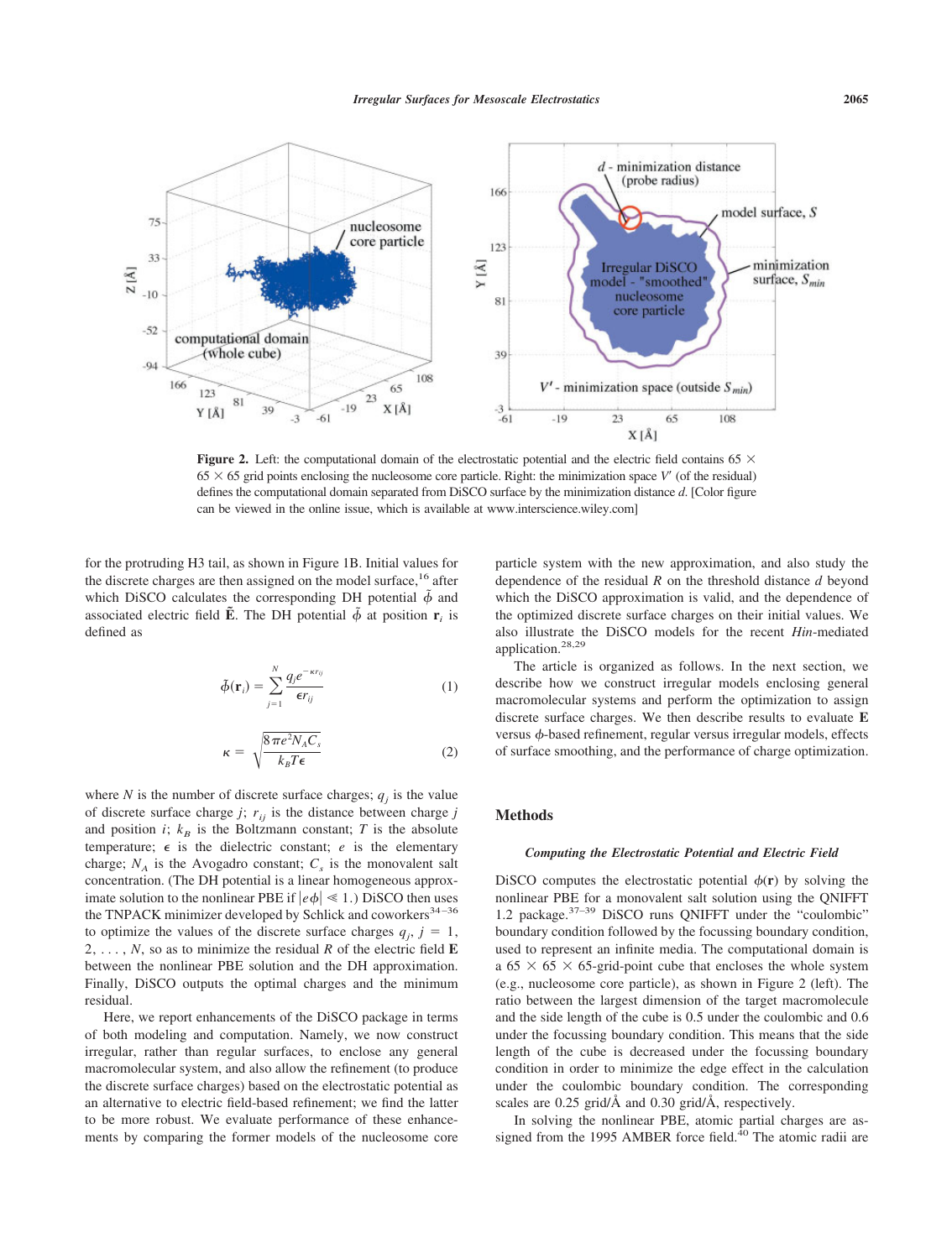**Figure 2.** Left: the computational domain of the electrostatic potential and the electric field contains 65 × 65 × 65 grid points enclosing the nucleosome core particle. Right: the minimization space $V'$ (of the residual) defines the computational domain separated from DiSCO surface by the minimization distance $d$. [Color figure can be viewed in the online issue, which is available at www.interscience.wiley.com]

for the protruding H3 tail, as shown in Figure 1B. Initial values for the discrete charges are then assigned on the model surface,[16] after which DiSCO calculates the corresponding DH potential $\tilde{\phi}$ and associated electric field $\tilde{\mathbf{E}}$. The DH potential $\tilde{\phi}$ at position $\mathbf{r}_i$ is defined as

$$\tilde{\phi}(\mathbf{r}_i) = \sum_{j=1}^{N} \frac{q_j e^{-\kappa r_{ij}}}{\epsilon r_{ij}} \tag{1}$$

$$\kappa = \sqrt{\frac{8\pi e^2 N_A C_s}{k_B T \epsilon}} \tag{2}$$

where $N$ is the number of discrete surface charges; $q_j$ is the value of discrete surface charge $j$; $r_{ij}$ is the distance between charge $j$ and position $i$; $k_B$ is the Boltzmann constant; $T$ is the absolute temperature; $\epsilon$ is the dielectric constant; $e$ is the elementary charge; $N_A$ is the Avogadro constant; $C_s$ is the monovalent salt concentration. (The DH potential is a linear homogeneous approximate solution to the nonlinear PBE if $|e\phi| \ll 1$.) DiSCO then uses the TNPACK minimizer developed by Schlick and coworkers[34–36] to optimize the values of the discrete surface charges $q_j$, $j = 1, 2, \ldots, N$, so as to minimize the residual $R$ of the electric field $\mathbf{E}$ between the nonlinear PBE solution and the DH approximation. Finally, DiSCO outputs the optimal charges and the minimum residual.

Here, we report enhancements of the DiSCO package in terms of both modeling and computation. Namely, we now construct irregular, rather than regular surfaces, to enclose any general macromolecular system, and also allow the refinement (to produce the discrete surface charges) based on the electrostatic potential as an alternative to electric field-based refinement; we find the latter to be more robust. We evaluate performance of these enhancements by comparing the former models of the nucleosome core particle system with the new approximation, and also study the dependence of the residual $R$ on the threshold distance $d$ beyond which the DiSCO approximation is valid, and the dependence of the optimized discrete surface charges on their initial values. We also illustrate the DiSCO models for the recent *Hin*-mediated application.[28,29]

The article is organized as follows. In the next section, we describe how we construct irregular models enclosing general macromolecular systems and perform the optimization to assign discrete surface charges. We then describe results to evaluate $\mathbf{E}$ versus $\phi$-based refinement, regular versus irregular models, effects of surface smoothing, and the performance of charge optimization.

## Methods

### *Computing the Electrostatic Potential and Electric Field*

DiSCO computes the electrostatic potential $\phi(\mathbf{r})$ by solving the nonlinear PBE for a monovalent salt solution using the QNIFFT 1.2 package.[37–39] DiSCO runs QNIFFT under the "coulombic" boundary condition followed by the focussing boundary condition, used to represent an infinite media. The computational domain is a 65 × 65 × 65-grid-point cube that encloses the whole system (e.g., nucleosome core particle), as shown in Figure 2 (left). The ratio between the largest dimension of the target macromolecule and the side length of the cube is 0.5 under the coulombic and 0.6 under the focussing boundary condition. This means that the side length of the cube is decreased under the focussing boundary condition in order to minimize the edge effect in the calculation under the coulombic boundary condition. The corresponding scales are 0.25 grid/Å and 0.30 grid/Å, respectively.

In solving the nonlinear PBE, atomic partial charges are assigned from the 1995 AMBER force field.[40] The atomic radii are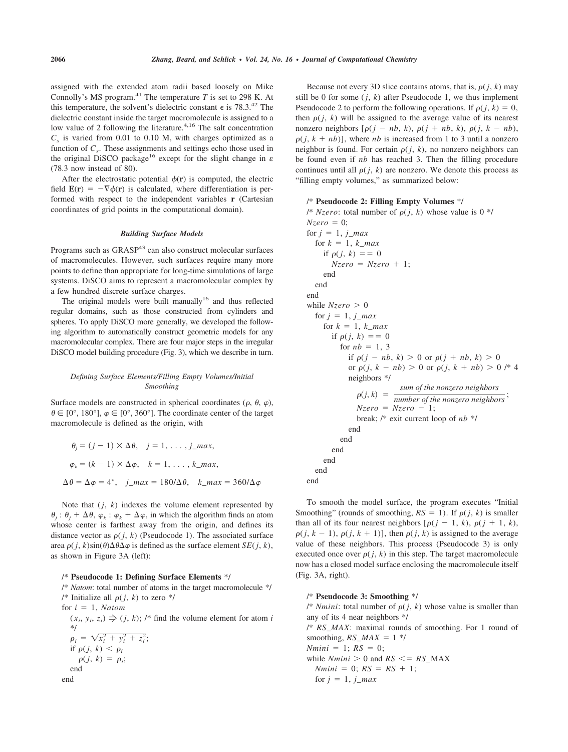assigned with the extended atom radii based loosely on Mike Connolly's MS program.[41] The temperature $T$ is set to 298 K. At this temperature, the solvent's dielectric constant $\epsilon$ is 78.3.[42] The dielectric constant inside the target macromolecule is assigned to a low value of 2 following the literature.[4,16] The salt concentration $C_s$ is varied from 0.01 to 0.10 M, with charges optimized as a function of $C_s$. These assignments and settings echo those used in the original DiSCO package[16] except for the slight change in $\varepsilon$ (78.3 now instead of 80).

After the electrostatic potential $\phi(\mathbf{r})$ is computed, the electric field $\mathbf{E}(\mathbf{r}) = -\nabla\phi(\mathbf{r})$ is calculated, where differentiation is performed with respect to the independent variables $\mathbf{r}$ (Cartesian coordinates of grid points in the computational domain).

### *Building Surface Models*

Programs such as GRASP[43] can also construct molecular surfaces of macromolecules. However, such surfaces require many more points to define than appropriate for long-time simulations of large systems. DiSCO aims to represent a macromolecular complex by a few hundred discrete surface charges.

The original models were built manually[16] and thus reflected regular domains, such as those constructed from cylinders and spheres. To apply DiSCO more generally, we developed the following algorithm to automatically construct geometric models for any macromolecular complex. There are four major steps in the irregular DiSCO model building procedure (Fig. 3), which we describe in turn.

#### *Defining Surface Elements/Filling Empty Volumes/Initial Smoothing*

Surface models are constructed in spherical coordinates $(\rho, \theta, \varphi)$, $\theta \in [0°, 180°]$, $\varphi \in [0°, 360°]$. The coordinate center of the target macromolecule is defined as the origin, with

$$\theta_j = (j-1) \times \Delta\theta, \quad j = 1, \ldots, j\_max,$$

$$\varphi_k = (k-1) \times \Delta\varphi, \quad k = 1, \ldots, k\_max,$$

$$\Delta\theta = \Delta\varphi = 4°, \quad j\_max = 180/\Delta\theta, \quad k\_max = 360/\Delta\varphi$$

Note that $(j, k)$ indexes the volume element represented by $\theta_j : \theta_j + \Delta\theta$, $\varphi_k : \varphi_k + \Delta\varphi$, in which the algorithm finds an atom whose center is farthest away from the origin, and defines its distance vector as $\rho(j, k)$ (Pseudocode 1). The associated surface area $\rho(j, k)\sin(\theta)\Delta\theta\Delta\varphi$ is defined as the surface element $SE(j, k)$, as shown in Figure 3A (left):

```
/* Pseudocode 1: Defining Surface Elements */
/* Natom: total number of atoms in the target macromolecule */
/* Initialize all ρ(j, k) to zero */
for i = 1, Natom
   (x_i, y_i, z_i) ⇒ (j, k); /* find the volume element for atom i */
   ρ_i = sqrt(x_i^2 + y_i^2 + z_i^2);
   if ρ(j, k) < ρ_i
      ρ(j, k) = ρ_i;
   end
end
```

Because not every 3D slice contains atoms, that is, $\rho(j, k)$ may still be 0 for some $(j, k)$ after Pseudocode 1, we thus implement Pseudocode 2 to perform the following operations. If $\rho(j, k) = 0$, then $\rho(j, k)$ will be assigned to the average value of its nearest nonzero neighbors $[\rho(j - nb, k), \rho(j + nb, k), \rho(j, k - nb), \rho(j, k + nb)]$, where $nb$ is increased from 1 to 3 until a nonzero neighbor is found. For certain $\rho(j, k)$, no nonzero neighbors can be found even if $nb$ has reached 3. Then the filling procedure continues until all $\rho(j, k)$ are nonzero. We denote this process as "filling empty volumes," as summarized below:

```
/* Pseudocode 2: Filling Empty Volumes */
/* Nzero: total number of ρ(j, k) whose value is 0 */
Nzero = 0;
for j = 1, j_max
   for k = 1, k_max
      if ρ(j, k) == 0
         Nzero = Nzero + 1;
      end
   end
end
while Nzero > 0
   for j = 1, j_max
      for k = 1, k_max
         if ρ(j, k) == 0
            for nb = 1, 3
               if ρ(j − nb, k) > 0 or ρ(j + nb, k) > 0
               or ρ(j, k − nb) > 0 or ρ(j, k + nb) > 0 /* 4 neighbors */
                  ρ(j, k) = (sum of the nonzero neighbors) / (number of the nonzero neighbors);
                  Nzero = Nzero − 1;
                  break; /* exit current loop of nb */
               end
            end
         end
      end
   end
end
```

To smooth the model surface, the program executes "Initial Smoothing" (rounds of smoothing, $RS = 1$). If $\rho(j, k)$ is smaller than all of its four nearest neighbors $[\rho(j - 1, k), \rho(j + 1, k), \rho(j, k - 1), \rho(j, k + 1)]$, then $\rho(j, k)$ is assigned to the average value of these neighbors. This process (Pseudocode 3) is only executed once over $\rho(j, k)$ in this step. The target macromolecule now has a closed model surface enclosing the macromolecule itself (Fig. 3A, right).

```
/* Pseudocode 3: Smoothing */
/* Nmini: total number of ρ(j, k) whose value is smaller than any of its 4 near neighbors */
/* RS_MAX: maximal rounds of smoothing. For 1 round of smoothing, RS_MAX = 1 */
Nmini = 1; RS = 0;
while Nmini > 0 and RS <= RS_MAX
   Nmini = 0; RS = RS + 1;
   for j = 1, j_max
```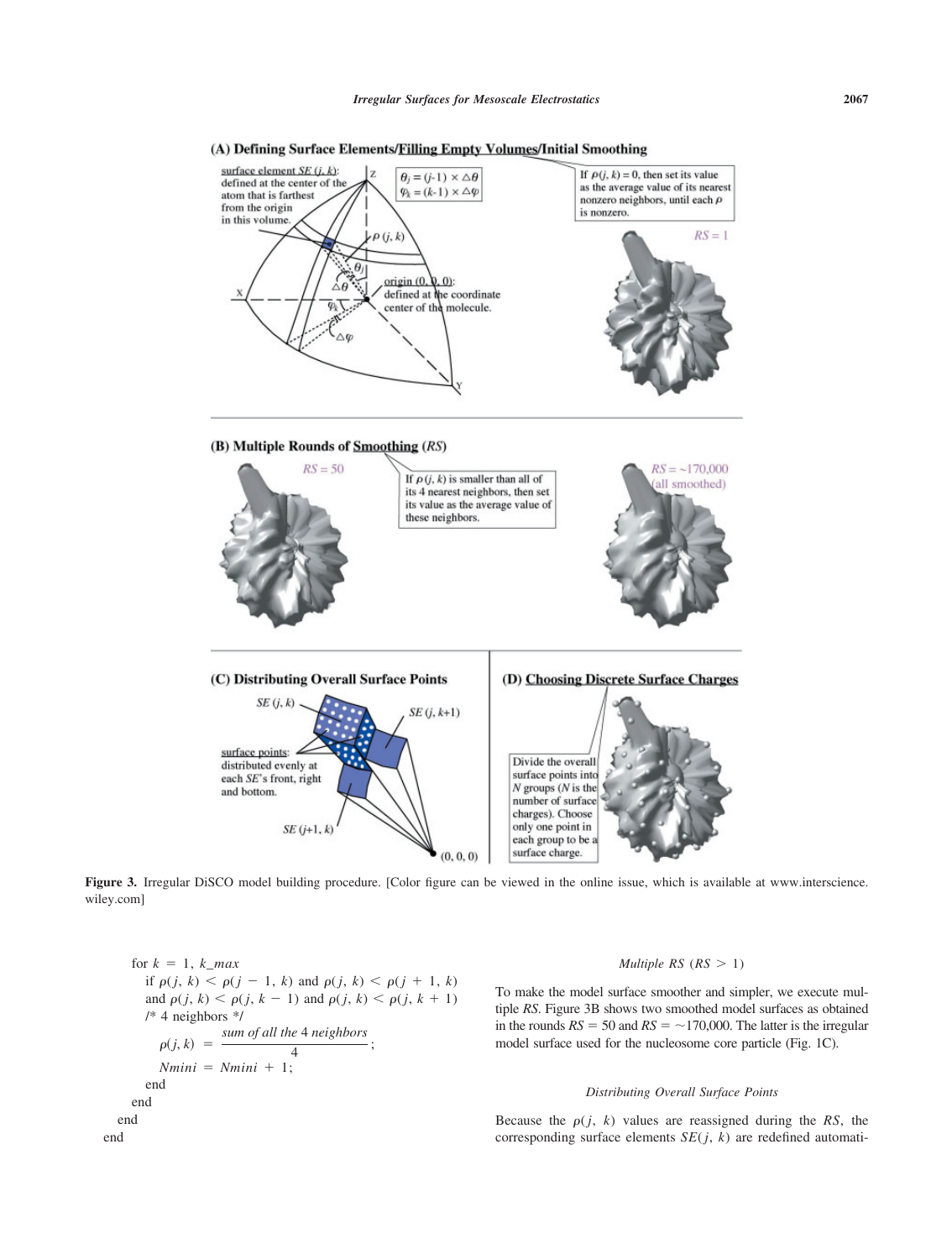Figure 3. Irregular DiSCO model building procedure. [Color figure can be viewed in the online issue, which is available at www.interscience.wiley.com]

```
    for k = 1, k_max
        if ρ(j, k) < ρ(j − 1, k) and ρ(j, k) < ρ(j + 1, k)
        and ρ(j, k) < ρ(j, k − 1) and ρ(j, k) < ρ(j, k + 1)
        /* 4 neighbors */
            ρ(j, k) = (sum of all the 4 neighbors) / 4 ;
            Nmini = Nmini + 1;
        end
    end
  end
end
```

#### Multiple RS ($RS > 1$)

To make the model surface smoother and simpler, we execute multiple *RS*. Figure 3B shows two smoothed model surfaces as obtained in the rounds $RS = 50$ and $RS = \sim 170{,}000$. The latter is the irregular model surface used for the nucleosome core particle (Fig. 1C).

#### Distributing Overall Surface Points

Because the $\rho(j, k)$ values are reassigned during the *RS*, the corresponding surface elements $SE(j, k)$ are redefined automati-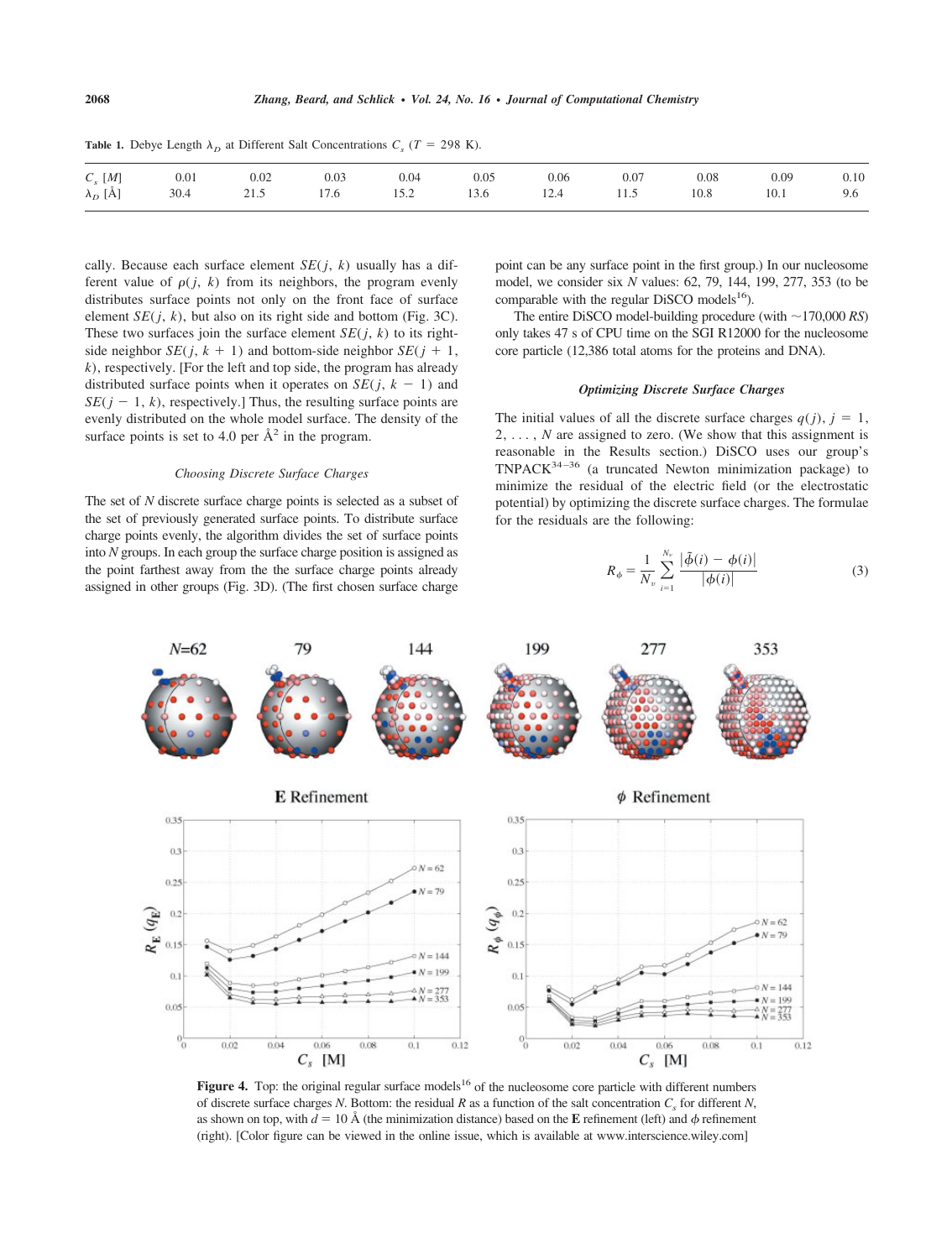**Table 1.** Debye Length $\lambda_D$ at Different Salt Concentrations $C_s$ ($T$ = 298 K).

| $C_s$ [M] | 0.01 | 0.02 | 0.03 | 0.04 | 0.05 | 0.06 | 0.07 | 0.08 | 0.09 | 0.10 |
|---|---|---|---|---|---|---|---|---|---|---|
| $\lambda_D$ [Å] | 30.4 | 21.5 | 17.6 | 15.2 | 13.6 | 12.4 | 11.5 | 10.8 | 10.1 | 9.6 |

cally. Because each surface element $SE(j, k)$ usually has a different value of $\rho(j, k)$ from its neighbors, the program evenly distributes surface points not only on the front face of surface element $SE(j, k)$, but also on its right side and bottom (Fig. 3C). These two surfaces join the surface element $SE(j, k)$ to its right-side neighbor $SE(j, k + 1)$ and bottom-side neighbor $SE(j + 1, k)$, respectively. [For the left and top side, the program has already distributed surface points when it operates on $SE(j, k - 1)$ and $SE(j - 1, k)$, respectively.] Thus, the resulting surface points are evenly distributed on the whole model surface. The density of the surface points is set to 4.0 per Å$^2$ in the program.

### *Choosing Discrete Surface Charges*

The set of $N$ discrete surface charge points is selected as a subset of the set of previously generated surface points. To distribute surface charge points evenly, the algorithm divides the set of surface points into $N$ groups. In each group the surface charge position is assigned as the point farthest away from the the surface charge points already assigned in other groups (Fig. 3D). (The first chosen surface charge point can be any surface point in the first group.) In our nucleosome model, we consider six $N$ values: 62, 79, 144, 199, 277, 353 (to be comparable with the regular DiSCO models[16]).

The entire DiSCO model-building procedure (with ~170,000 *RS*) only takes 47 s of CPU time on the SGI R12000 for the nucleosome core particle (12,386 total atoms for the proteins and DNA).

### *Optimizing Discrete Surface Charges*

The initial values of all the discrete surface charges $q(j)$, $j$ = 1, 2, . . . , $N$ are assigned to zero. (We show that this assignment is reasonable in the Results section.) DiSCO uses our group's TNPACK[34–36] (a truncated Newton minimization package) to minimize the residual of the electric field (or the electrostatic potential) by optimizing the discrete surface charges. The formulae for the residuals are the following:

$$R_\phi = \frac{1}{N_v}\sum_{i=1}^{N_v}\frac{|\tilde{\phi}(i) - \phi(i)|}{|\phi(i)|} \tag{3}$$

**Figure 4.** Top: the original regular surface models[16] of the nucleosome core particle with different numbers of discrete surface charges $N$. Bottom: the residual $R$ as a function of the salt concentration $C_s$ for different $N$, as shown on top, with $d$ = 10 Å (the minimization distance) based on the **E** refinement (left) and $\phi$ refinement (right). [Color figure can be viewed in the online issue, which is available at www.interscience.wiley.com]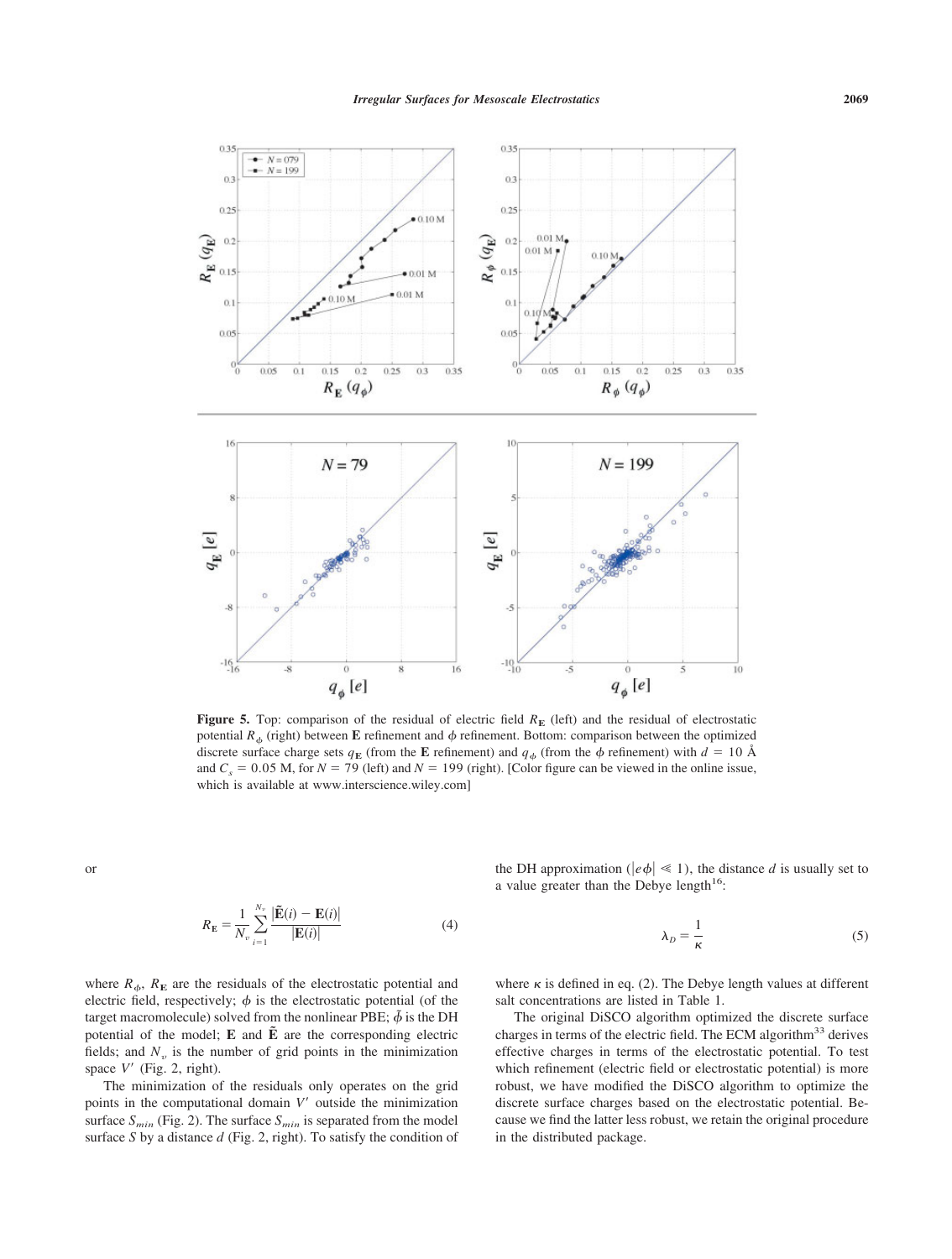**Figure 5.** Top: comparison of the residual of electric field $R_{\mathbf{E}}$ (left) and the residual of electrostatic potential $R_{\phi}$ (right) between $\mathbf{E}$ refinement and $\phi$ refinement. Bottom: comparison between the optimized discrete surface charge sets $q_{\mathbf{E}}$ (from the $\mathbf{E}$ refinement) and $q_{\phi}$ (from the $\phi$ refinement) with $d = 10$ Å and $C_s = 0.05$ M, for $N = 79$ (left) and $N = 199$ (right). [Color figure can be viewed in the online issue, which is available at www.interscience.wiley.com]

or

$$R_{\mathbf{E}} = \frac{1}{N_v} \sum_{i=1}^{N_v} \frac{|\tilde{\mathbf{E}}(i) - \mathbf{E}(i)|}{|\mathbf{E}(i)|} \tag{4}$$

where $R_{\phi}$, $R_{\mathbf{E}}$ are the residuals of the electrostatic potential and electric field, respectively; $\phi$ is the electrostatic potential (of the target macromolecule) solved from the nonlinear PBE; $\tilde{\phi}$ is the DH potential of the model; $\mathbf{E}$ and $\tilde{\mathbf{E}}$ are the corresponding electric fields; and $N_v$ is the number of grid points in the minimization space $V'$ (Fig. 2, right).

The minimization of the residuals only operates on the grid points in the computational domain $V'$ outside the minimization surface $S_{min}$ (Fig. 2). The surface $S_{min}$ is separated from the model surface $S$ by a distance $d$ (Fig. 2, right). To satisfy the condition of the DH approximation ($|e\phi| \ll 1$), the distance $d$ is usually set to a value greater than the Debye length[16]:

$$\lambda_D = \frac{1}{\kappa} \tag{5}$$

where $\kappa$ is defined in eq. (2). The Debye length values at different salt concentrations are listed in Table 1.

The original DiSCO algorithm optimized the discrete surface charges in terms of the electric field. The ECM algorithm[33] derives effective charges in terms of the electrostatic potential. To test which refinement (electric field or electrostatic potential) is more robust, we have modified the DiSCO algorithm to optimize the discrete surface charges based on the electrostatic potential. Because we find the latter less robust, we retain the original procedure in the distributed package.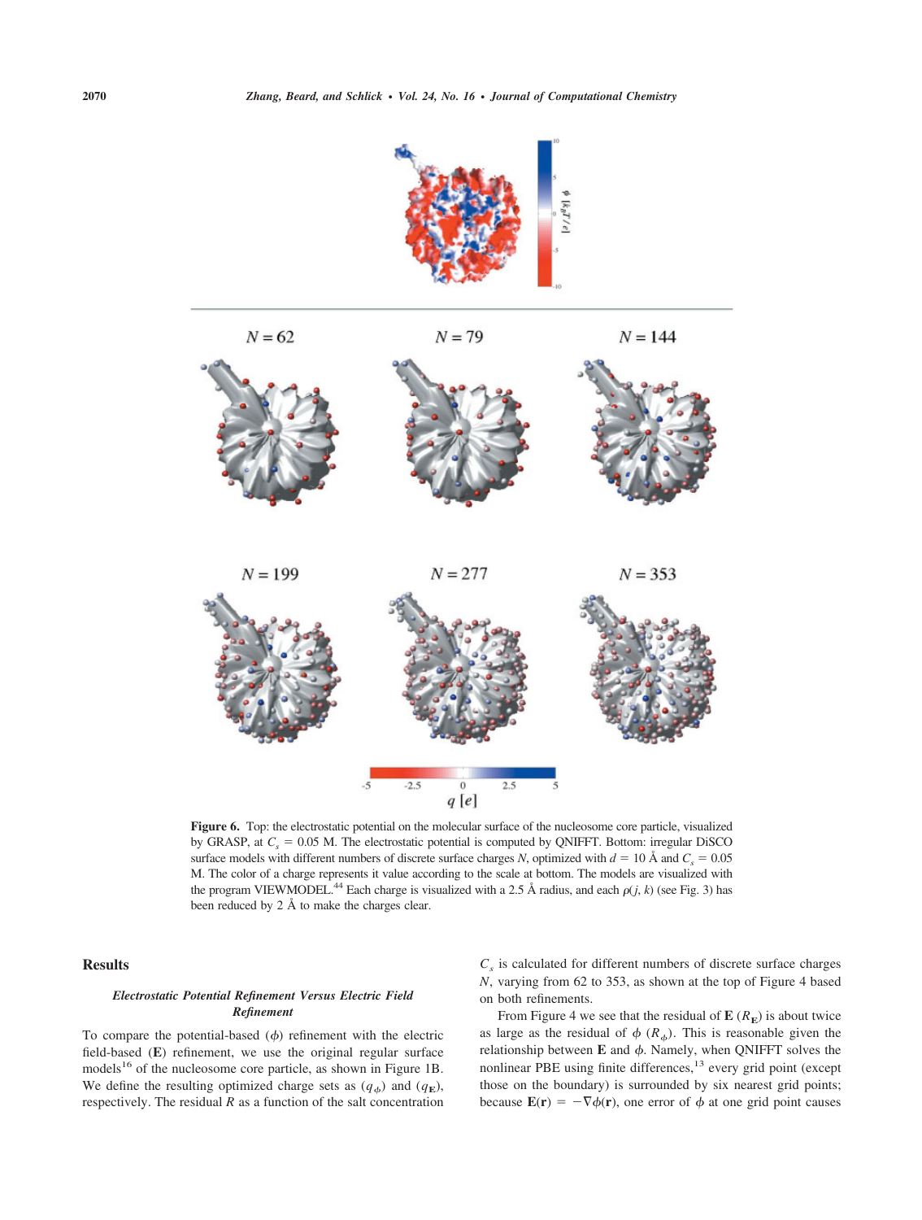**Figure 6.** Top: the electrostatic potential on the molecular surface of the nucleosome core particle, visualized by GRASP, at $C_s$ = 0.05 M. The electrostatic potential is computed by QNIFFT. Bottom: irregular DiSCO surface models with different numbers of discrete surface charges $N$, optimized with $d$ = 10 Å and $C_s$ = 0.05 M. The color of a charge represents it value according to the scale at bottom. The models are visualized with the program VIEWMODEL.[44] Each charge is visualized with a 2.5 Å radius, and each $\rho(j, k)$ (see Fig. 3) has been reduced by 2 Å to make the charges clear.

## Results

### *Electrostatic Potential Refinement Versus Electric Field Refinement*

To compare the potential-based ($\phi$) refinement with the electric field-based (**E**) refinement, we use the original regular surface models[16] of the nucleosome core particle, as shown in Figure 1B. We define the resulting optimized charge sets as ($q_\phi$) and ($q_{\mathbf{E}}$), respectively. The residual $R$ as a function of the salt concentration $C_s$ is calculated for different numbers of discrete surface charges $N$, varying from 62 to 353, as shown at the top of Figure 4 based on both refinements.

From Figure 4 we see that the residual of **E** ($R_{\mathbf{E}}$) is about twice as large as the residual of $\phi$ ($R_\phi$). This is reasonable given the relationship between **E** and $\phi$. Namely, when QNIFFT solves the nonlinear PBE using finite differences,[13] every grid point (except those on the boundary) is surrounded by six nearest grid points; because $\mathbf{E}(\mathbf{r}) = -\nabla\phi(\mathbf{r})$, one error of $\phi$ at one grid point causes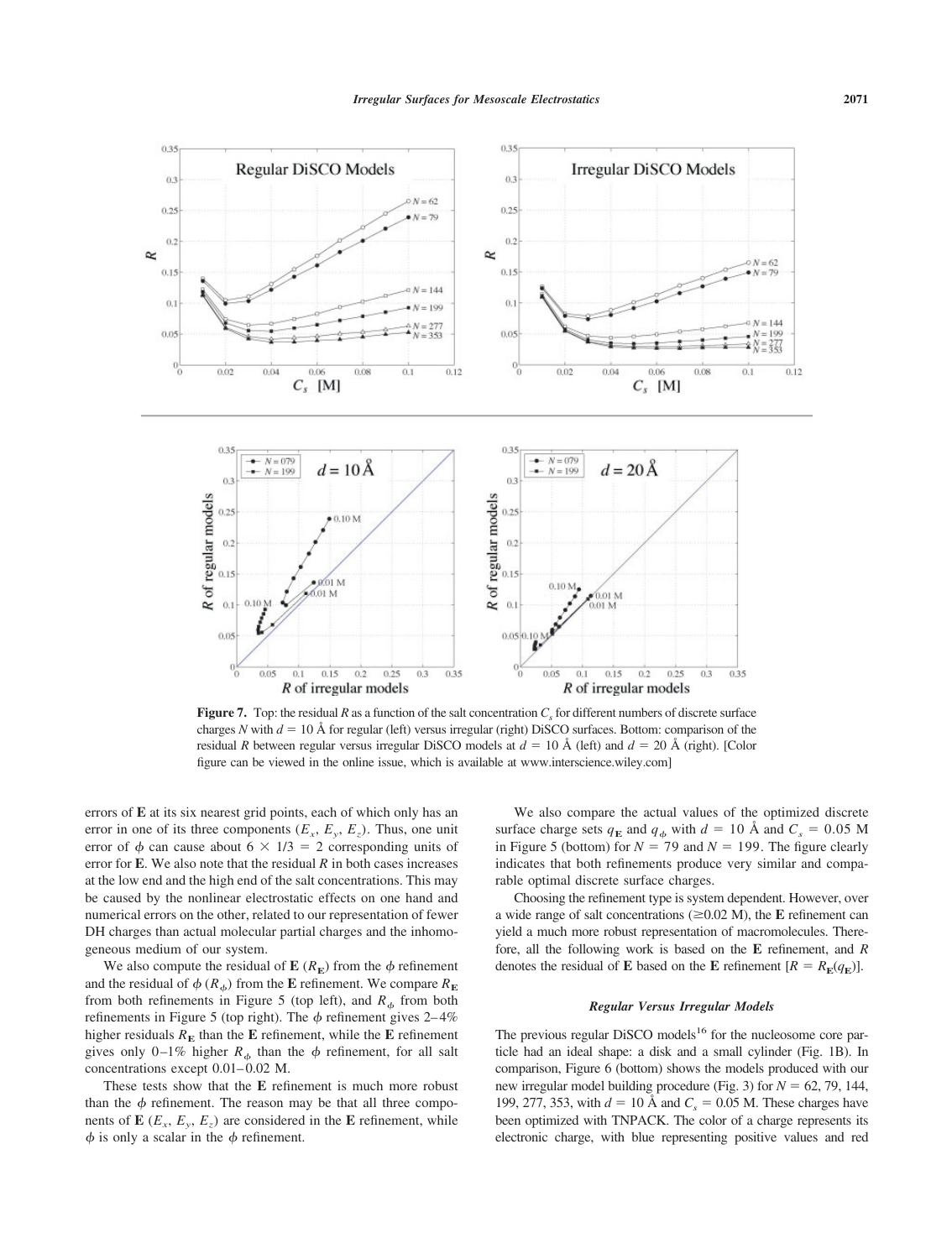**Figure 7.** Top: the residual $R$ as a function of the salt concentration $C_s$ for different numbers of discrete surface charges $N$ with $d = 10$ Å for regular (left) versus irregular (right) DiSCO surfaces. Bottom: comparison of the residual $R$ between regular versus irregular DiSCO models at $d = 10$ Å (left) and $d = 20$ Å (right). [Color figure can be viewed in the online issue, which is available at www.interscience.wiley.com]

errors of **E** at its six nearest grid points, each of which only has an error in one of its three components ($E_x$, $E_y$, $E_z$). Thus, one unit error of $\phi$ can cause about $6 \times 1/3 = 2$ corresponding units of error for **E**. We also note that the residual $R$ in both cases increases at the low end and the high end of the salt concentrations. This may be caused by the nonlinear electrostatic effects on one hand and numerical errors on the other, related to our representation of fewer DH charges than actual molecular partial charges and the inhomogeneous medium of our system.

We also compute the residual of **E** ($R_{\mathbf{E}}$) from the $\phi$ refinement and the residual of $\phi$ ($R_\phi$) from the **E** refinement. We compare $R_{\mathbf{E}}$ from both refinements in Figure 5 (top left), and $R_\phi$ from both refinements in Figure 5 (top right). The $\phi$ refinement gives 2–4% higher residuals $R_{\mathbf{E}}$ than the **E** refinement, while the **E** refinement gives only 0–1% higher $R_\phi$ than the $\phi$ refinement, for all salt concentrations except 0.01–0.02 M.

These tests show that the **E** refinement is much more robust than the $\phi$ refinement. The reason may be that all three components of **E** ($E_x$, $E_y$, $E_z$) are considered in the **E** refinement, while $\phi$ is only a scalar in the $\phi$ refinement.

We also compare the actual values of the optimized discrete surface charge sets $q_{\mathbf{E}}$ and $q_\phi$ with $d = 10$ Å and $C_s = 0.05$ M in Figure 5 (bottom) for $N = 79$ and $N = 199$. The figure clearly indicates that both refinements produce very similar and comparable optimal discrete surface charges.

Choosing the refinement type is system dependent. However, over a wide range of salt concentrations ($\geq$0.02 M), the **E** refinement can yield a much more robust representation of macromolecules. Therefore, all the following work is based on the **E** refinement, and $R$ denotes the residual of **E** based on the **E** refinement [$R = R_{\mathbf{E}}(q_{\mathbf{E}})$].

### *Regular Versus Irregular Models*

The previous regular DiSCO models[16] for the nucleosome core particle had an ideal shape: a disk and a small cylinder (Fig. 1B). In comparison, Figure 6 (bottom) shows the models produced with our new irregular model building procedure (Fig. 3) for $N = 62$, 79, 144, 199, 277, 353, with $d = 10$ Å and $C_s = 0.05$ M. These charges have been optimized with TNPACK. The color of a charge represents its electronic charge, with blue representing positive values and red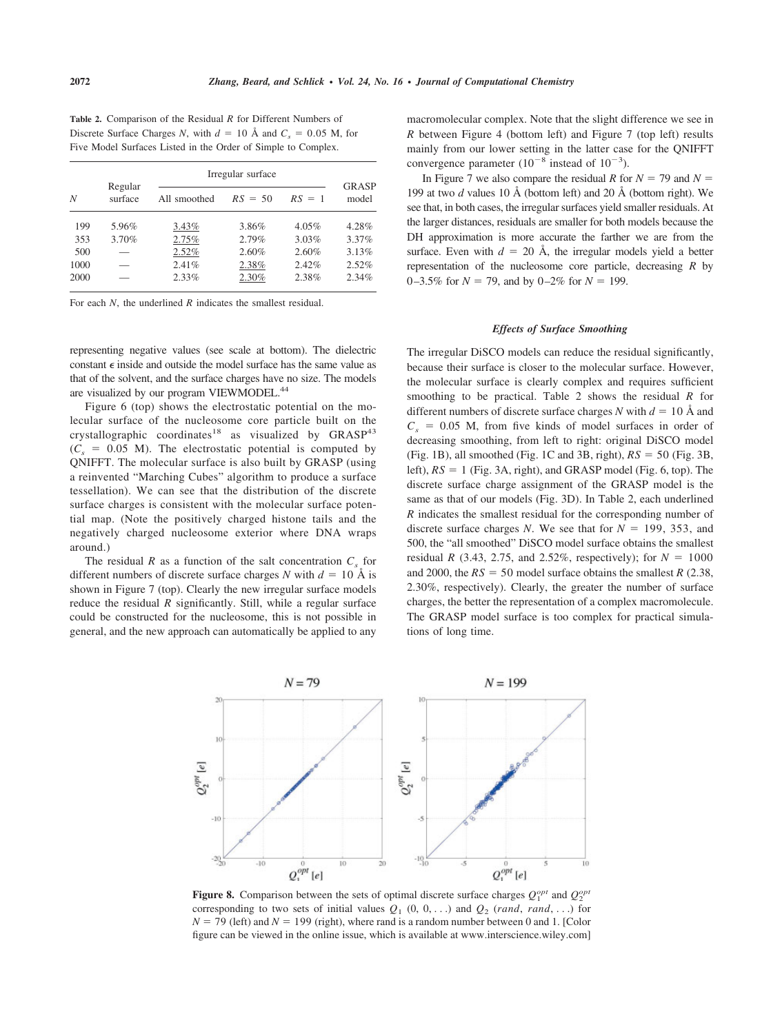**Table 2.** Comparison of the Residual $R$ for Different Numbers of Discrete Surface Charges $N$, with $d = 10$ Å and $C_s = 0.05$ M, for Five Model Surfaces Listed in the Order of Simple to Complex.

| $N$ | Regular surface | Irregular surface | | | GRASP model |
|---|---|---|---|---|---|
| | | All smoothed | $RS = 50$ | $RS = 1$ | |
| 199 | 5.96% | 3.43% | 3.86% | 4.05% | 4.28% |
| 353 | 3.70% | 2.75% | 2.79% | 3.03% | 3.37% |
| 500 | — | 2.52% | 2.60% | 2.60% | 3.13% |
| 1000 | — | 2.41% | 2.38% | 2.42% | 2.52% |
| 2000 | — | 2.33% | 2.30% | 2.38% | 2.34% |

For each $N$, the underlined $R$ indicates the smallest residual.

representing negative values (see scale at bottom). The dielectric constant $\epsilon$ inside and outside the model surface has the same value as that of the solvent, and the surface charges have no size. The models are visualized by our program VIEWMODEL.[44]

Figure 6 (top) shows the electrostatic potential on the molecular surface of the nucleosome core particle built on the crystallographic coordinates[18] as visualized by GRASP[43] ($C_s = 0.05$ M). The electrostatic potential is computed by QNIFFT. The molecular surface is also built by GRASP (using a reinvented "Marching Cubes" algorithm to produce a surface tessellation). We can see that the distribution of the discrete surface charges is consistent with the molecular surface potential map. (Note the positively charged histone tails and the negatively charged nucleosome exterior where DNA wraps around.)

The residual $R$ as a function of the salt concentration $C_s$ for different numbers of discrete surface charges $N$ with $d = 10$ Å is shown in Figure 7 (top). Clearly the new irregular surface models reduce the residual $R$ significantly. Still, while a regular surface could be constructed for the nucleosome, this is not possible in general, and the new approach can automatically be applied to any macromolecular complex. Note that the slight difference we see in $R$ between Figure 4 (bottom left) and Figure 7 (top left) results mainly from our lower setting in the latter case for the QNIFFT convergence parameter ($10^{-8}$ instead of $10^{-3}$).

In Figure 7 we also compare the residual $R$ for $N = 79$ and $N = 199$ at two $d$ values 10 Å (bottom left) and 20 Å (bottom right). We see that, in both cases, the irregular surfaces yield smaller residuals. At the larger distances, residuals are smaller for both models because the DH approximation is more accurate the farther we are from the surface. Even with $d = 20$ Å, the irregular models yield a better representation of the nucleosome core particle, decreasing $R$ by 0–3.5% for $N = 79$, and by 0–2% for $N = 199$.

### *Effects of Surface Smoothing*

The irregular DiSCO models can reduce the residual significantly, because their surface is closer to the molecular surface. However, the molecular surface is clearly complex and requires sufficient smoothing to be practical. Table 2 shows the residual $R$ for different numbers of discrete surface charges $N$ with $d = 10$ Å and $C_s = 0.05$ M, from five kinds of model surfaces in order of decreasing smoothing, from left to right: original DiSCO model (Fig. 1B), all smoothed (Fig. 1C and 3B, right), $RS = 50$ (Fig. 3B, left), $RS = 1$ (Fig. 3A, right), and GRASP model (Fig. 6, top). The discrete surface charge assignment of the GRASP model is the same as that of our models (Fig. 3D). In Table 2, each underlined $R$ indicates the smallest residual for the corresponding number of discrete surface charges $N$. We see that for $N = 199$, 353, and 500, the "all smoothed" DiSCO model surface obtains the smallest residual $R$ (3.43, 2.75, and 2.52%, respectively); for $N = 1000$ and 2000, the $RS = 50$ model surface obtains the smallest $R$ (2.38, 2.30%, respectively). Clearly, the greater the number of surface charges, the better the representation of a complex macromolecule. The GRASP model surface is too complex for practical simulations of long time.

**Figure 8.** Comparison between the sets of optimal discrete surface charges $Q_1^{opt}$ and $Q_2^{opt}$ corresponding to two sets of initial values $Q_1$ (0, 0, . . .) and $Q_2$ (*rand*, *rand*, . . .) for $N = 79$ (left) and $N = 199$ (right), where rand is a random number between 0 and 1. [Color figure can be viewed in the online issue, which is available at www.interscience.wiley.com]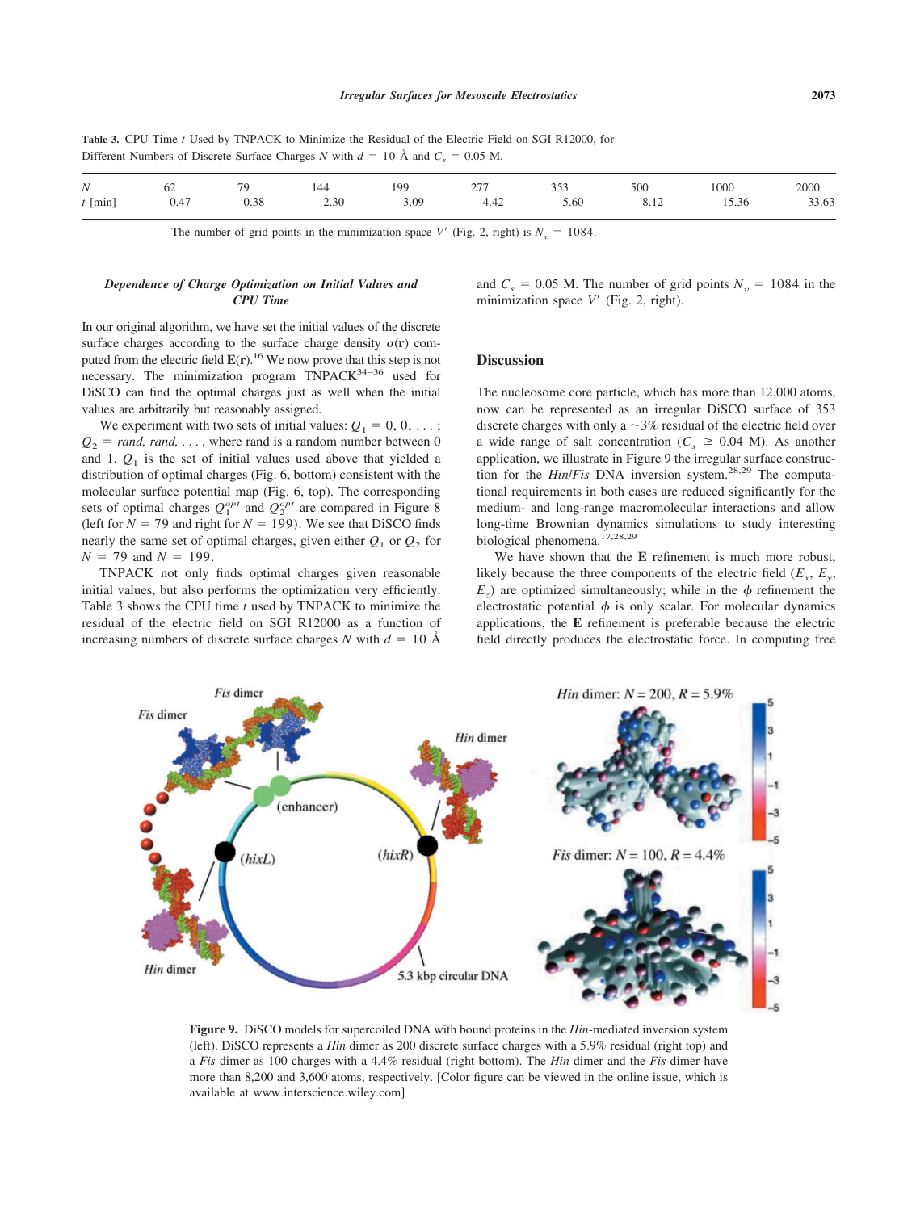**Table 3.** CPU Time $t$ Used by TNPACK to Minimize the Residual of the Electric Field on SGI R12000, for Different Numbers of Discrete Surface Charges $N$ with $d$ = 10 Å and $C_s$ = 0.05 M.

| $N$ | 62 | 79 | 144 | 199 | 277 | 353 | 500 | 1000 | 2000 |
|---|---|---|---|---|---|---|---|---|---|
| $t$ [min] | 0.47 | 0.38 | 2.30 | 3.09 | 4.42 | 5.60 | 8.12 | 15.36 | 33.63 |

The number of grid points in the minimization space $V'$ (Fig. 2, right) is $N_v$ = 1084.

### Dependence of Charge Optimization on Initial Values and CPU Time

In our original algorithm, we have set the initial values of the discrete surface charges according to the surface charge density $\sigma(\mathbf{r})$ computed from the electric field $\mathbf{E}(\mathbf{r})$.[16] We now prove that this step is not necessary. The minimization program TNPACK[34–36] used for DiSCO can find the optimal charges just as well when the initial values are arbitrarily but reasonably assigned.

We experiment with two sets of initial values: $Q_1 = 0, 0, \ldots;$ $Q_2 = rand, rand, \ldots$, where rand is a random number between 0 and 1. $Q_1$ is the set of initial values used above that yielded a distribution of optimal charges (Fig. 6, bottom) consistent with the molecular surface potential map (Fig. 6, top). The corresponding sets of optimal charges $Q_1^{opt}$ and $Q_2^{opt}$ are compared in Figure 8 (left for $N = 79$ and right for $N = 199$). We see that DiSCO finds nearly the same set of optimal charges, given either $Q_1$ or $Q_2$ for $N = 79$ and $N = 199$.

TNPACK not only finds optimal charges given reasonable initial values, but also performs the optimization very efficiently. Table 3 shows the CPU time $t$ used by TNPACK to minimize the residual of the electric field on SGI R12000 as a function of increasing numbers of discrete surface charges $N$ with $d$ = 10 Å and $C_s$ = 0.05 M. The number of grid points $N_v$ = 1084 in the minimization space $V'$ (Fig. 2, right).

## Discussion

The nucleosome core particle, which has more than 12,000 atoms, now can be represented as an irregular DiSCO surface of 353 discrete charges with only a ~3% residual of the electric field over a wide range of salt concentration ($C_s \geq 0.04$ M). As another application, we illustrate in Figure 9 the irregular surface construction for the *Hin/Fis* DNA inversion system.[28,29] The computational requirements in both cases are reduced significantly for the medium- and long-range macromolecular interactions and allow long-time Brownian dynamics simulations to study interesting biological phenomena.[17,28,29]

We have shown that the **E** refinement is much more robust, likely because the three components of the electric field ($E_x$, $E_y$, $E_z$) are optimized simultaneously; while in the $\phi$ refinement the electrostatic potential $\phi$ is only scalar. For molecular dynamics applications, the **E** refinement is preferable because the electric field directly produces the electrostatic force. In computing free

**Figure 9.** DiSCO models for supercoiled DNA with bound proteins in the *Hin*-mediated inversion system (left). DiSCO represents a *Hin* dimer as 200 discrete surface charges with a 5.9% residual (right top) and a *Fis* dimer as 100 charges with a 4.4% residual (right bottom). The *Hin* dimer and the *Fis* dimer have more than 8,200 and 3,600 atoms, respectively. [Color figure can be viewed in the online issue, which is available at www.interscience.wiley.com]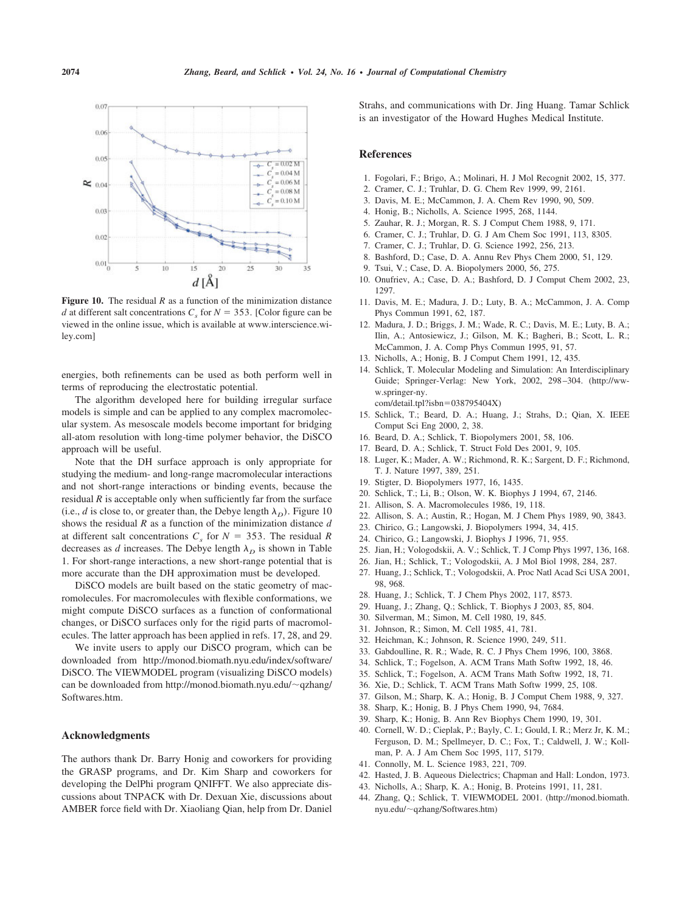0.07

0.06

0.05

0.04

0.03

0.02

0.01

$R$

0 5 10 15 20 25 30 35

$d$ [Å]

$C_s$ = 0.02 M

$C_s$ = 0.04 M

$C_s$ = 0.06 M

$C_s$ = 0.08 M

$C_s$ = 0.10 M

**Figure 10.** The residual $R$ as a function of the minimization distance $d$ at different salt concentrations $C_s$ for $N = 353$. [Color figure can be viewed in the online issue, which is available at www.interscience.wiley.com]

energies, both refinements can be used as both perform well in terms of reproducing the electrostatic potential.

The algorithm developed here for building irregular surface models is simple and can be applied to any complex macromolecular system. As mesoscale models become important for bridging all-atom resolution with long-time polymer behavior, the DiSCO approach will be useful.

Note that the DH surface approach is only appropriate for studying the medium- and long-range macromolecular interactions and not short-range interactions or binding events, because the residual $R$ is acceptable only when sufficiently far from the surface (i.e., $d$ is close to, or greater than, the Debye length $\lambda_D$). Figure 10 shows the residual $R$ as a function of the minimization distance $d$ at different salt concentrations $C_s$ for $N = 353$. The residual $R$ decreases as $d$ increases. The Debye length $\lambda_D$ is shown in Table 1. For short-range interactions, a new short-range potential that is more accurate than the DH approximation must be developed.

DiSCO models are built based on the static geometry of macromolecules. For macromolecules with flexible conformations, we might compute DiSCO surfaces as a function of conformational changes, or DiSCO surfaces only for the rigid parts of macromolecules. The latter approach has been applied in refs. 17, 28, and 29.

We invite users to apply our DiSCO program, which can be downloaded from http://monod.biomath.nyu.edu/index/software/DiSCO. The VIEWMODEL program (visualizing DiSCO models) can be downloaded from http://monod.biomath.nyu.edu/~qzhang/Softwares.htm.

## Acknowledgments

The authors thank Dr. Barry Honig and coworkers for providing the GRASP programs, and Dr. Kim Sharp and coworkers for developing the DelPhi program QNIFFT. We also appreciate discussions about TNPACK with Dr. Dexuan Xie, discussions about AMBER force field with Dr. Xiaoliang Qian, help from Dr. Daniel Strahs, and communications with Dr. Jing Huang. Tamar Schlick is an investigator of the Howard Hughes Medical Institute.

## References

1. Fogolari, F.; Brigo, A.; Molinari, H. J Mol Recognit 2002, 15, 377.
2. Cramer, C. J.; Truhlar, D. G. Chem Rev 1999, 99, 2161.
3. Davis, M. E.; McCammon, J. A. Chem Rev 1990, 90, 509.
4. Honig, B.; Nicholls, A. Science 1995, 268, 1144.
5. Zauhar, R. J.; Morgan, R. S. J Comput Chem 1988, 9, 171.
6. Cramer, C. J.; Truhlar, D. G. J Am Chem Soc 1991, 113, 8305.
7. Cramer, C. J.; Truhlar, D. G. Science 1992, 256, 213.
8. Bashford, D.; Case, D. A. Annu Rev Phys Chem 2000, 51, 129.
9. Tsui, V.; Case, D. A. Biopolymers 2000, 56, 275.
10. Onufriev, A.; Case, D. A.; Bashford, D. J Comput Chem 2002, 23, 1297.
11. Davis, M. E.; Madura, J. D.; Luty, B. A.; McCammon, J. A. Comp Phys Commun 1991, 62, 187.
12. Madura, J. D.; Briggs, J. M.; Wade, R. C.; Davis, M. E.; Luty, B. A.; Ilin, A.; Antosiewicz, J.; Gilson, M. K.; Bagheri, B.; Scott, L. R.; McCammon, J. A. Comp Phys Commun 1995, 91, 57.
13. Nicholls, A.; Honig, B. J Comput Chem 1991, 12, 435.
14. Schlick, T. Molecular Modeling and Simulation: An Interdisciplinary Guide; Springer-Verlag: New York, 2002, 298–304. (http://www.springer-ny.com/detail.tpl?isbn=038795404X)
15. Schlick, T.; Beard, D. A.; Huang, J.; Strahs, D.; Qian, X. IEEE Comput Sci Eng 2000, 2, 38.
16. Beard, D. A.; Schlick, T. Biopolymers 2001, 58, 106.
17. Beard, D. A.; Schlick, T. Struct Fold Des 2001, 9, 105.
18. Luger, K.; Mader, A. W.; Richmond, R. K.; Sargent, D. F.; Richmond, T. J. Nature 1997, 389, 251.
19. Stigter, D. Biopolymers 1977, 16, 1435.
20. Schlick, T.; Li, B.; Olson, W. K. Biophys J 1994, 67, 2146.
21. Allison, S. A. Macromolecules 1986, 19, 118.
22. Allison, S. A.; Austin, R.; Hogan, M. J Chem Phys 1989, 90, 3843.
23. Chirico, G.; Langowski, J. Biopolymers 1994, 34, 415.
24. Chirico, G.; Langowski, J. Biophys J 1996, 71, 955.
25. Jian, H.; Vologodskii, A. V.; Schlick, T. J Comp Phys 1997, 136, 168.
26. Jian, H.; Schlick, T.; Vologodskii, A. J Mol Biol 1998, 284, 287.
27. Huang, J.; Schlick, T.; Vologodskii, A. Proc Natl Acad Sci USA 2001, 98, 968.
28. Huang, J.; Schlick, T. J Chem Phys 2002, 117, 8573.
29. Huang, J.; Zhang, Q.; Schlick, T. Biophys J 2003, 85, 804.
30. Silverman, M.; Simon, M. Cell 1980, 19, 845.
31. Johnson, R.; Simon, M. Cell 1985, 41, 781.
32. Heichman, K.; Johnson, R. Science 1990, 249, 511.
33. Gabdoulline, R. R.; Wade, R. C. J Phys Chem 1996, 100, 3868.
34. Schlick, T.; Fogelson, A. ACM Trans Math Softw 1992, 18, 46.
35. Schlick, T.; Fogelson, A. ACM Trans Math Softw 1992, 18, 71.
36. Xie, D.; Schlick, T. ACM Trans Math Softw 1999, 25, 108.
37. Gilson, M.; Sharp, K. A.; Honig, B. J Comput Chem 1988, 9, 327.
38. Sharp, K.; Honig, B. J Phys Chem 1990, 94, 7684.
39. Sharp, K.; Honig, B. Ann Rev Biophys Chem 1990, 19, 301.
40. Cornell, W. D.; Cieplak, P.; Bayly, C. I.; Gould, I. R.; Merz Jr, K. M.; Ferguson, D. M.; Spellmeyer, D. C.; Fox, T.; Caldwell, J. W.; Kollman, P. A. J Am Chem Soc 1995, 117, 5179.
41. Connolly, M. L. Science 1983, 221, 709.
42. Hasted, J. B. Aqueous Dielectrics; Chapman and Hall: London, 1973.
43. Nicholls, A.; Sharp, K. A.; Honig, B. Proteins 1991, 11, 281.
44. Zhang, Q.; Schlick, T. VIEWMODEL 2001. (http://monod.biomath.nyu.edu/~qzhang/Softwares.htm)